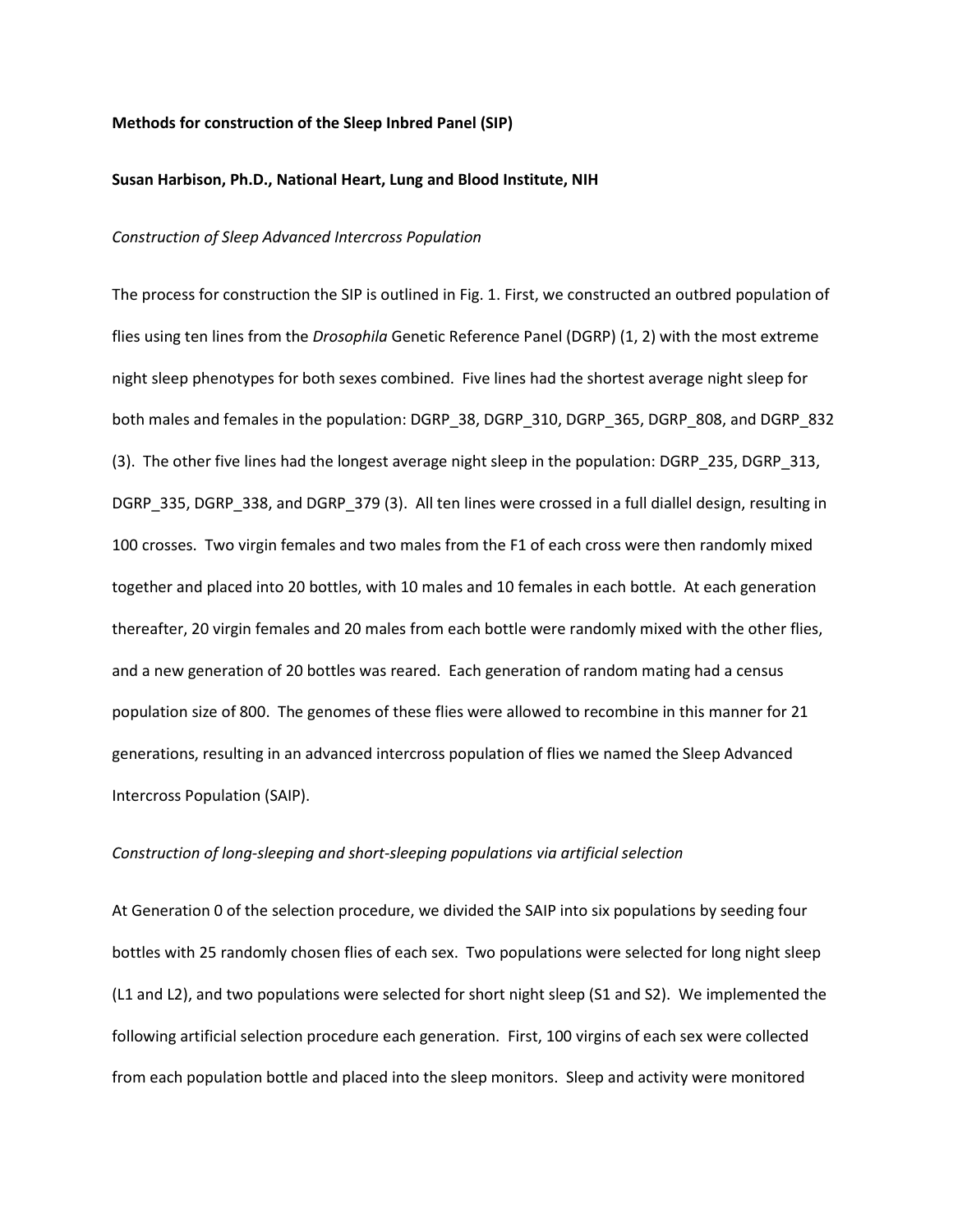**Methods for construction of the Sleep Inbred Panel (SIP)**

**Susan Harbison, Ph.D., National Heart, Lung and Blood Institute, NIH**

*Construction of Sleep Advanced Intercross Population*

The process for construction the SIP is outlined in Fig. 1. First, we constructed an outbred population of flies using ten lines from the *Drosophila* Genetic Reference Panel (DGRP) (1, 2) with the most extreme night sleep phenotypes for both sexes combined. Five lines had the shortest average night sleep for both males and females in the population: DGRP_38, DGRP_310, DGRP_365, DGRP_808, and DGRP_832 (3). The other five lines had the longest average night sleep in the population: DGRP_235, DGRP_313, DGRP_335, DGRP_338, and DGRP_379 (3). All ten lines were crossed in a full diallel design, resulting in 100 crosses. Two virgin females and two males from the F1 of each cross were then randomly mixed together and placed into 20 bottles, with 10 males and 10 females in each bottle. At each generation thereafter, 20 virgin females and 20 males from each bottle were randomly mixed with the other flies, and a new generation of 20 bottles was reared. Each generation of random mating had a census population size of 800. The genomes of these flies were allowed to recombine in this manner for 21 generations, resulting in an advanced intercross population of flies we named the Sleep Advanced Intercross Population (SAIP).

*Construction of long-sleeping and short-sleeping populations via artificial selection*

At Generation 0 of the selection procedure, we divided the SAIP into six populations by seeding four bottles with 25 randomly chosen flies of each sex. Two populations were selected for long night sleep (L1 and L2), and two populations were selected for short night sleep (S1 and S2). We implemented the following artificial selection procedure each generation. First, 100 virgins of each sex were collected from each population bottle and placed into the sleep monitors. Sleep and activity were monitored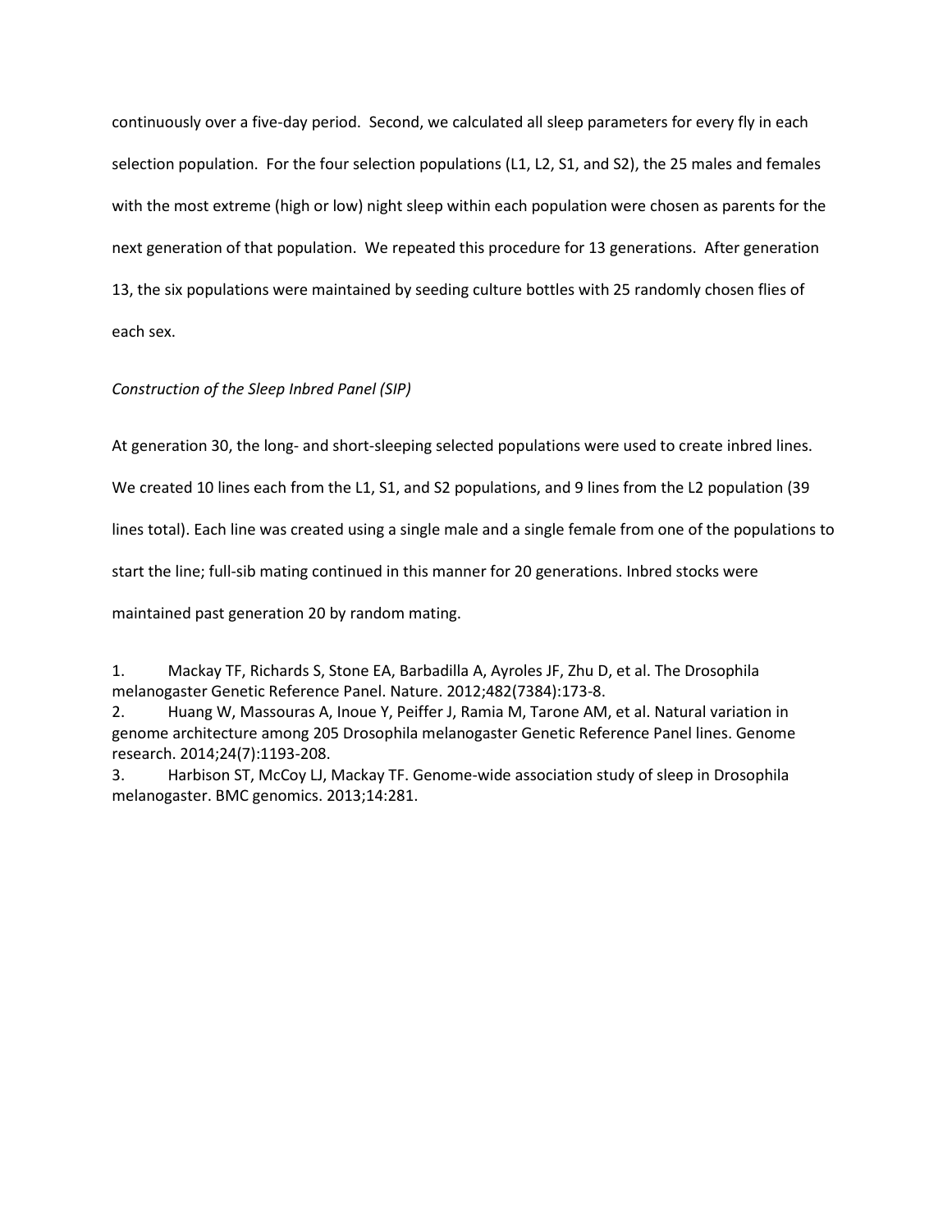continuously over a five-day period. Second, we calculated all sleep parameters for every fly in each selection population. For the four selection populations (L1, L2, S1, and S2), the 25 males and females with the most extreme (high or low) night sleep within each population were chosen as parents for the next generation of that population. We repeated this procedure for 13 generations. After generation 13, the six populations were maintained by seeding culture bottles with 25 randomly chosen flies of each sex.

*Construction of the Sleep Inbred Panel (SIP)*

At generation 30, the long- and short-sleeping selected populations were used to create inbred lines. We created 10 lines each from the L1, S1, and S2 populations, and 9 lines from the L2 population (39 lines total). Each line was created using a single male and a single female from one of the populations to start the line; full-sib mating continued in this manner for 20 generations. Inbred stocks were maintained past generation 20 by random mating.

1. Mackay TF, Richards S, Stone EA, Barbadilla A, Ayroles JF, Zhu D, et al. The Drosophila melanogaster Genetic Reference Panel. Nature. 2012;482(7384):173-8.
2. Huang W, Massouras A, Inoue Y, Peiffer J, Ramia M, Tarone AM, et al. Natural variation in genome architecture among 205 Drosophila melanogaster Genetic Reference Panel lines. Genome research. 2014;24(7):1193-208.
3. Harbison ST, McCoy LJ, Mackay TF. Genome-wide association study of sleep in Drosophila melanogaster. BMC genomics. 2013;14:281.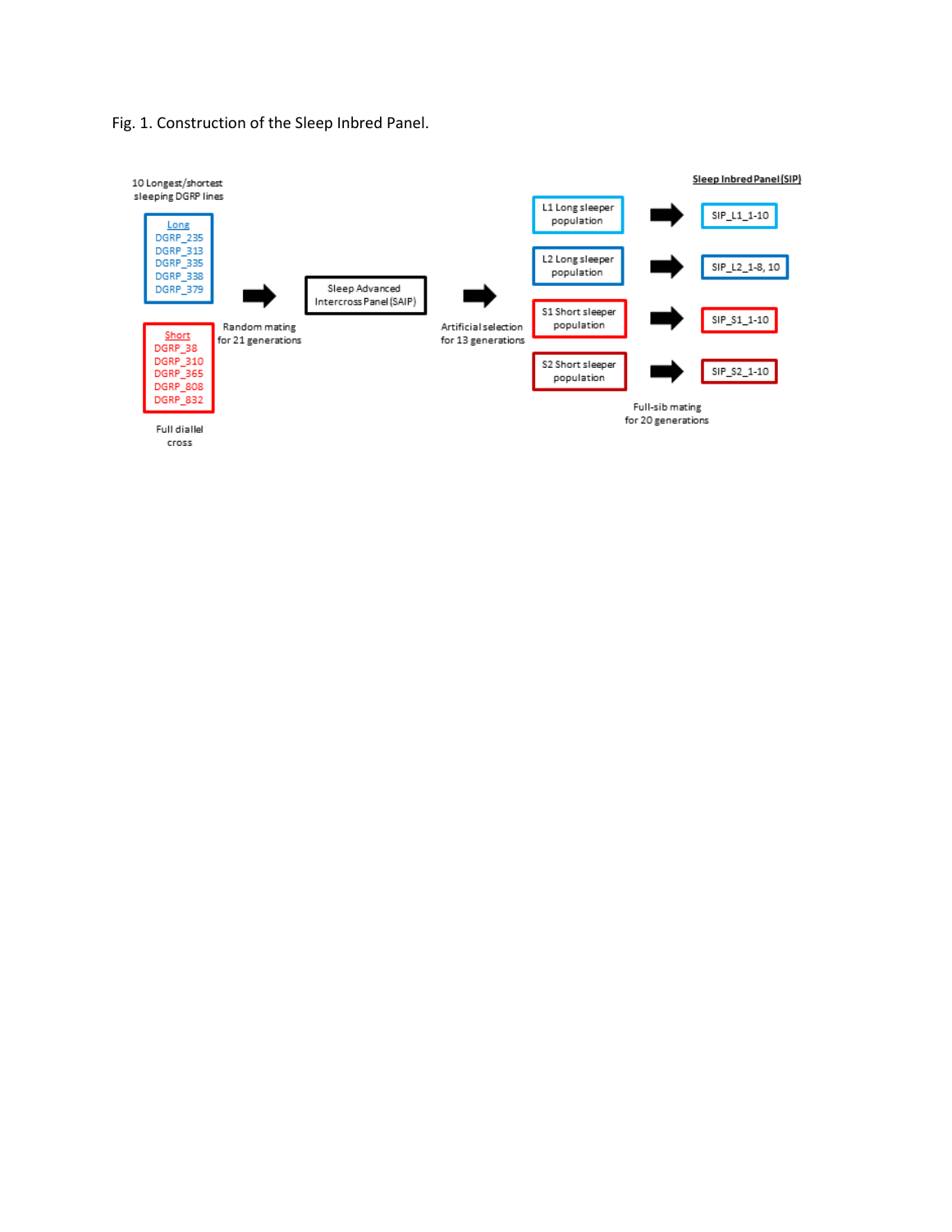Fig. 1. Construction of the Sleep Inbred Panel.

10 Longest/shortest sleeping DGRP lines

Long
DGRP_235
DGRP_313
DGRP_335
DGRP_338
DGRP_379

Short
DGRP_38
DGRP_310
DGRP_365
DGRP_808
DGRP_832

Full diallel cross

Random mating for 21 generations

Sleep Advanced Intercross Panel (SAIP)

Artificial selection for 13 generations

L1 Long sleeper population

L2 Long sleeper population

S1 Short sleeper population

S2 Short sleeper population

Full-sib mating for 20 generations

Sleep Inbred Panel (SIP)

SIP_L1_1-10

SIP_L2_1-8, 10

SIP_S1_1-10

SIP_S2_1-10